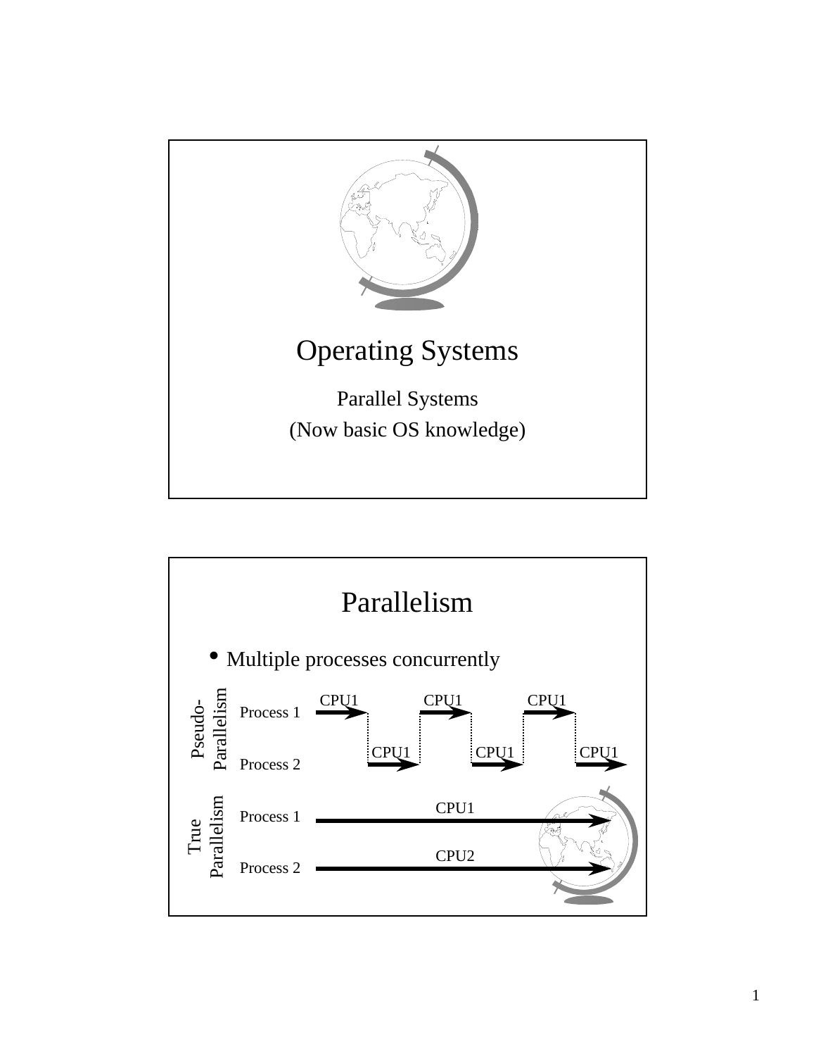# Operating Systems

Parallel Systems

(Now basic OS knowledge)

## Parallelism

- Multiple processes concurrently

Pseudo-Parallelism

Process 1 — CPU1, CPU1, CPU1

Process 2 — CPU1, CPU1, CPU1

True Parallelism

Process 1 — CPU1

Process 2 — CPU2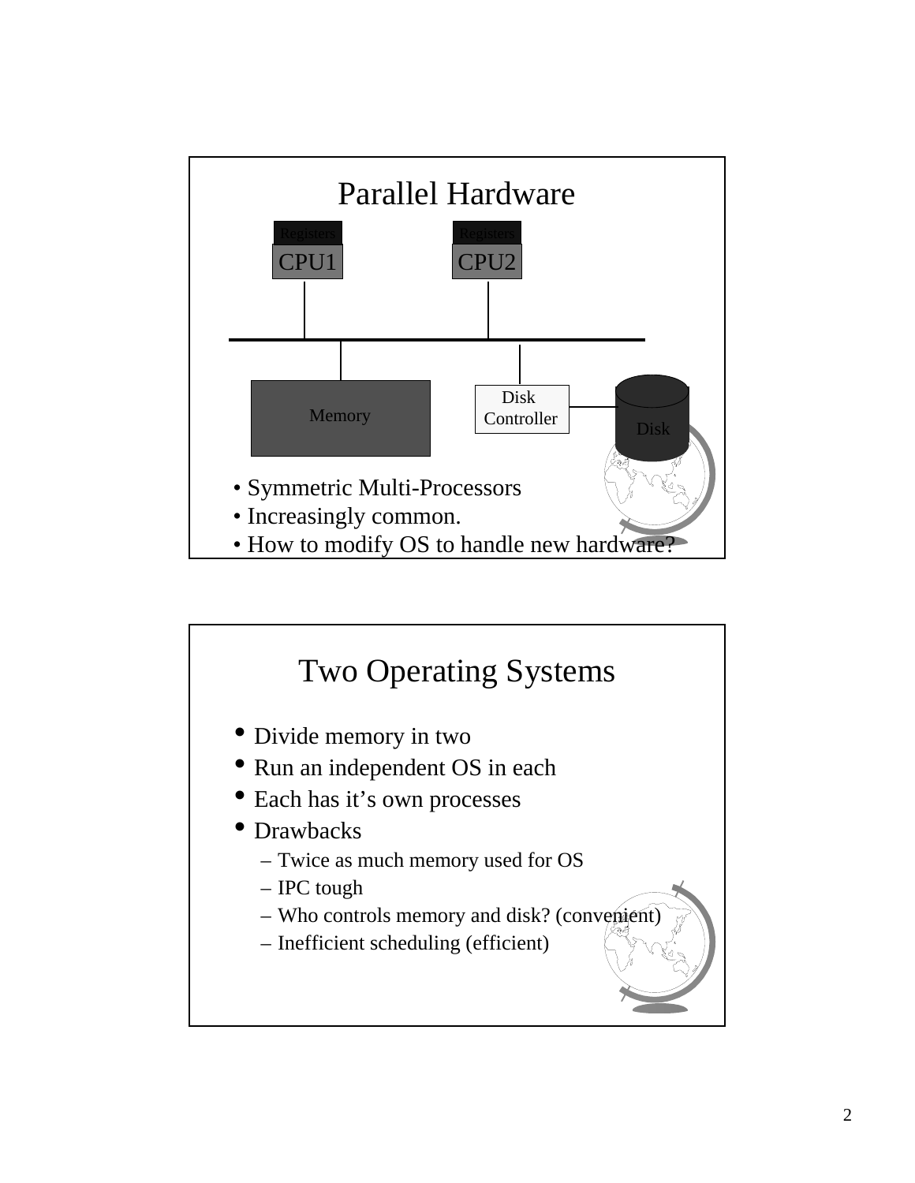# Parallel Hardware

Registers | Registers
CPU1 | CPU2

Memory | Disk Controller | Disk

- Symmetric Multi-Processors
- Increasingly common.
- How to modify OS to handle new hardware?

# Two Operating Systems

- Divide memory in two
- Run an independent OS in each
- Each has it's own processes
- Drawbacks
  - Twice as much memory used for OS
  - IPC tough
  - Who controls memory and disk? (convenient)
  - Inefficient scheduling (efficient)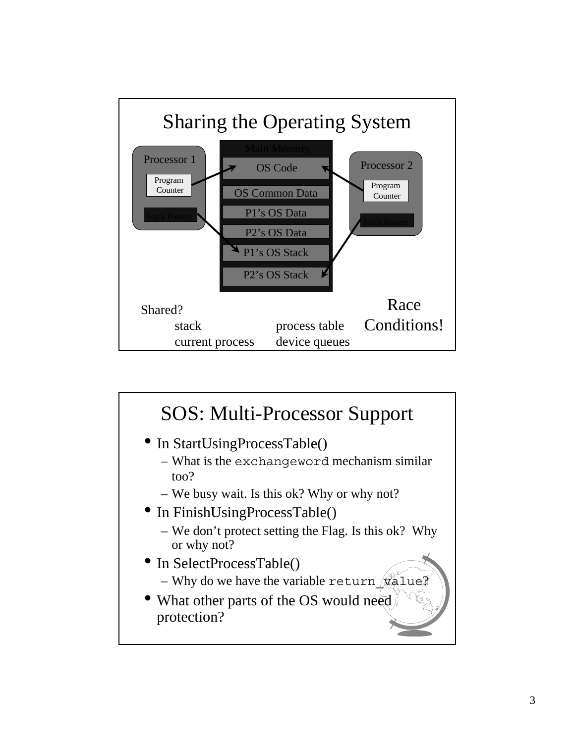## Sharing the Operating System

Main Memory

Processor 1
- Program Counter
- Stack Pointer

- OS Code
- OS Common Data
- P1's OS Data
- P2's OS Data
- P1's OS Stack
- P2's OS Stack

Processor 2
- Program Counter
- Stack Pointer

Shared?
- stack
- current process
- process table
- device queues

Race Conditions!

## SOS: Multi-Processor Support

- In StartUsingProcessTable()
  - What is the `exchangeword` mechanism similar too?
  - We busy wait. Is this ok? Why or why not?
- In FinishUsingProcessTable()
  - We don't protect setting the Flag. Is this ok? Why or why not?
- In SelectProcessTable()
  - Why do we have the variable `return_value`?
- What other parts of the OS would need protection?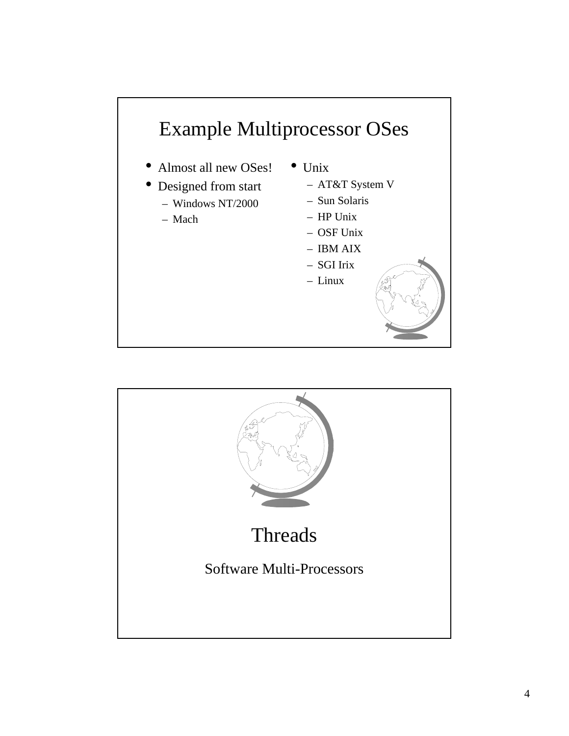## Example Multiprocessor OSes

- Almost all new OSes!
- Designed from start
  - Windows NT/2000
  - Mach
- Unix
  - AT&T System V
  - Sun Solaris
  - HP Unix
  - OSF Unix
  - IBM AIX
  - SGI Irix
  - Linux

## Threads

Software Multi-Processors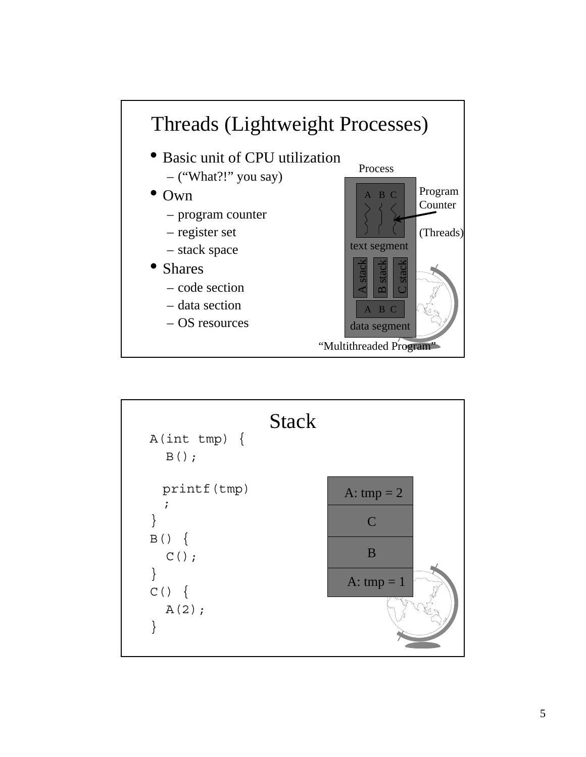## Threads (Lightweight Processes)

- Basic unit of CPU utilization
  - (“What?!” you say)
- Own
  - program counter
  - register set
  - stack space
- Shares
  - code section
  - data section
  - OS resources

Process

A B C

text segment

Program Counter

(Threads)

A stack B stack C stack

A B C

data segment

“Multithreaded Program”

## Stack

```
A(int tmp) {
  B();

  printf(tmp);
}
B() {
  C();
}
C() {
  A(2);
}
```

| A: tmp = 2 |
|---|
| C |
| B |
| A: tmp = 1 |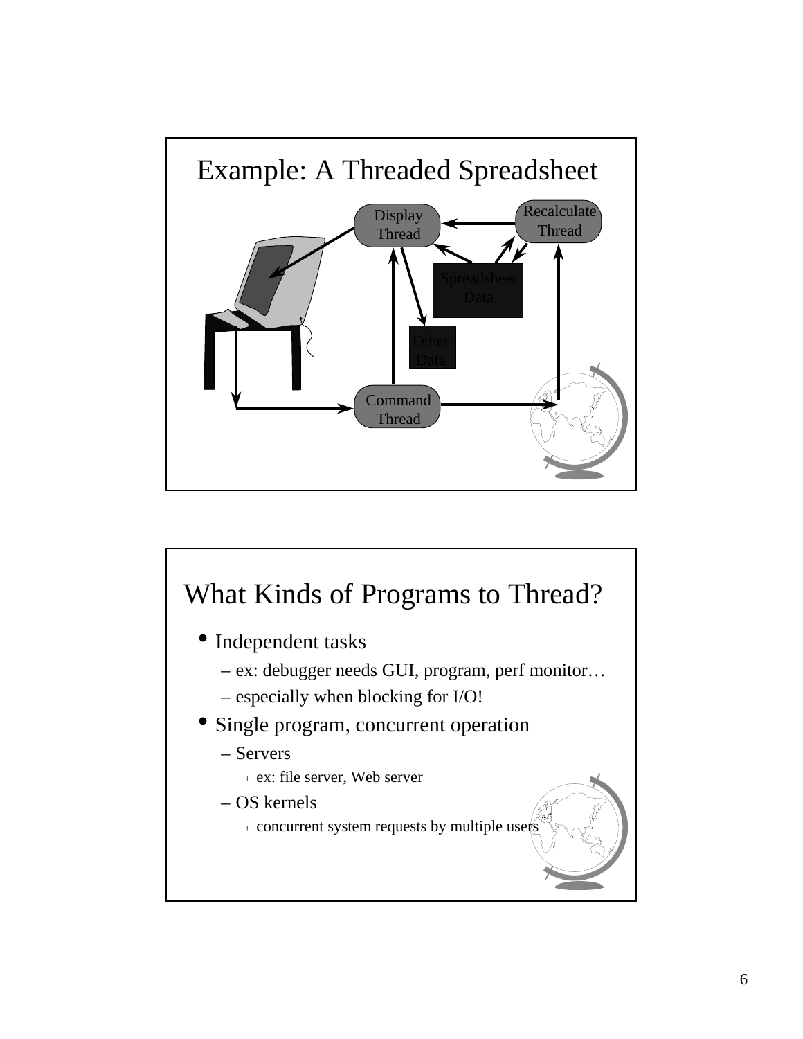# Example: A Threaded Spreadsheet

Display Thread

Recalculate Thread

Spreadsheet Data

Other Data

Command Thread

# What Kinds of Programs to Thread?

- Independent tasks
  - ex: debugger needs GUI, program, perf monitor…
  - especially when blocking for I/O!
- Single program, concurrent operation
  - Servers
    - ex: file server, Web server
  - OS kernels
    - concurrent system requests by multiple users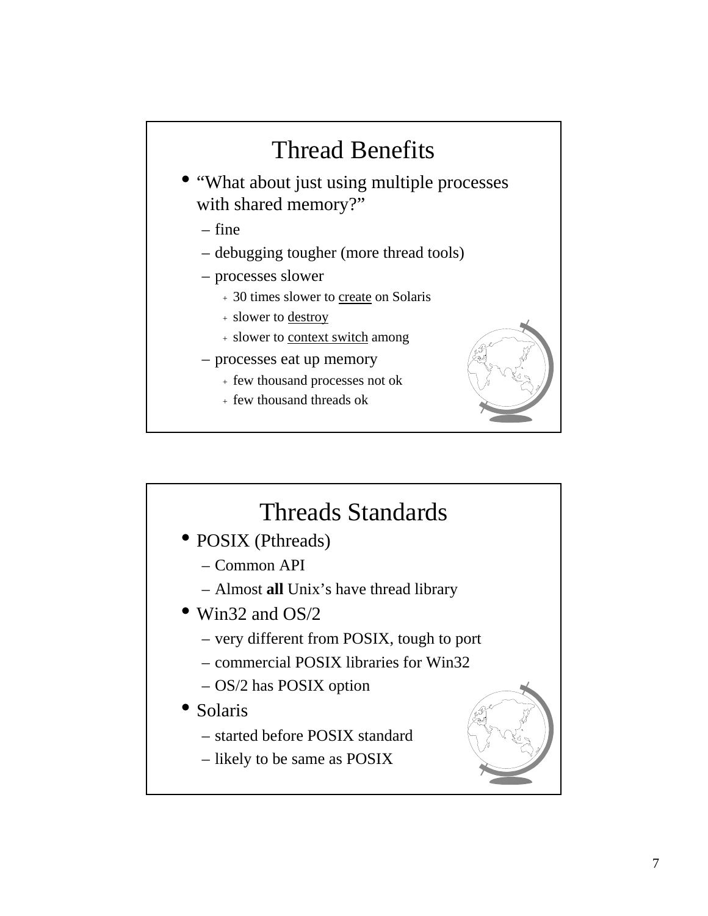## Thread Benefits

- "What about just using multiple processes with shared memory?"
  - fine
  - debugging tougher (more thread tools)
  - processes slower
    - 30 times slower to create on Solaris
    - slower to destroy
    - slower to context switch among
  - processes eat up memory
    - few thousand processes not ok
    - few thousand threads ok

## Threads Standards

- POSIX (Pthreads)
  - Common API
  - Almost **all** Unix's have thread library
- Win32 and OS/2
  - very different from POSIX, tough to port
  - commercial POSIX libraries for Win32
  - OS/2 has POSIX option
- Solaris
  - started before POSIX standard
  - likely to be same as POSIX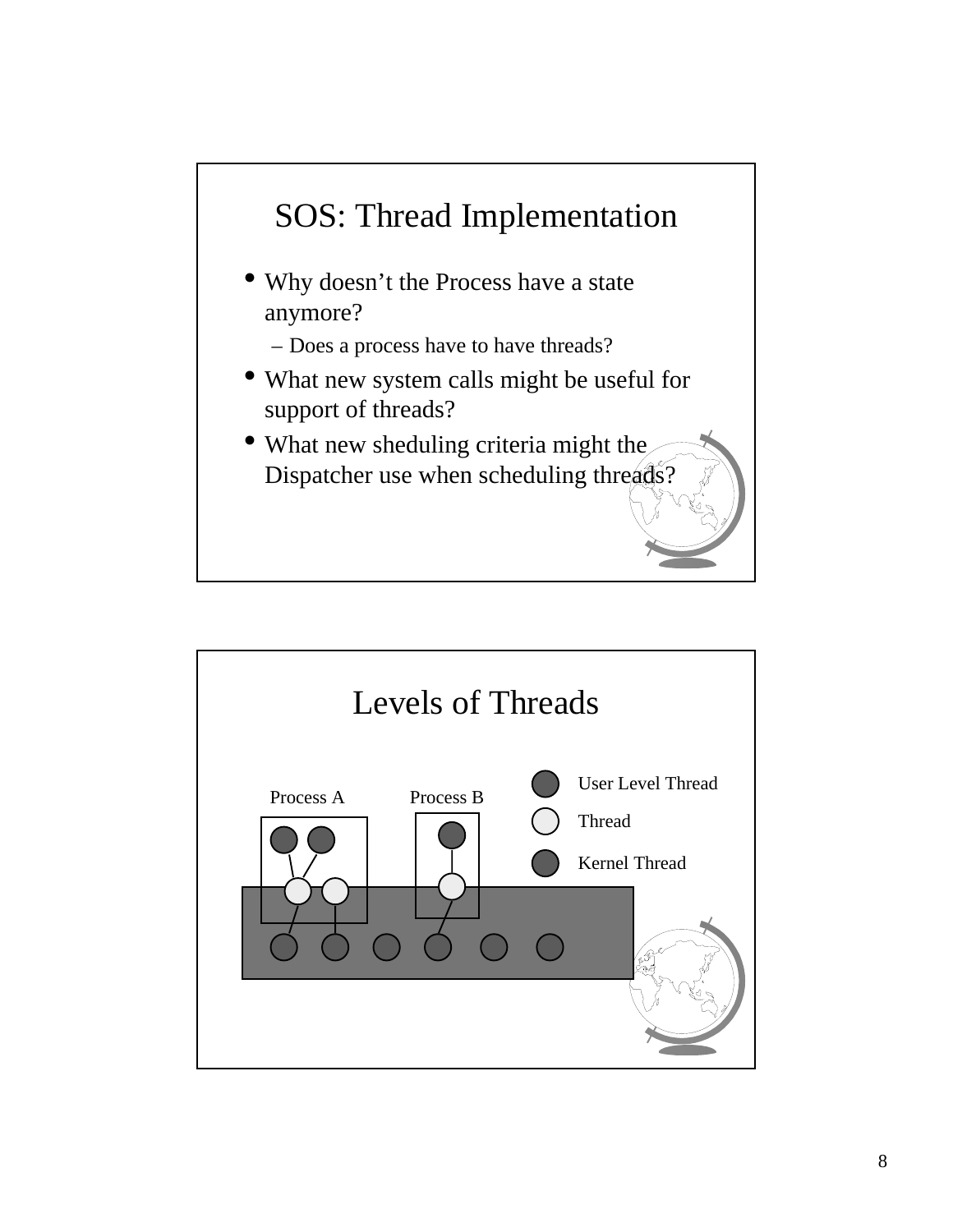## SOS: Thread Implementation

- Why doesn't the Process have a state anymore?
  - Does a process have to have threads?
- What new system calls might be useful for support of threads?
- What new sheduling criteria might the Dispatcher use when scheduling threads?

## Levels of Threads

Process A

Process B

User Level Thread

Thread

Kernel Thread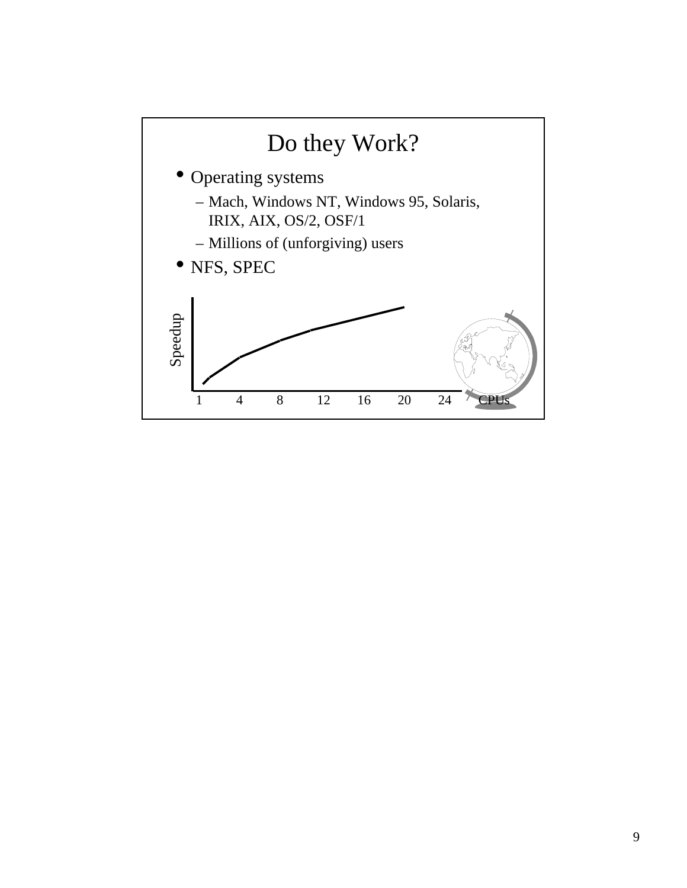# Do they Work?

- Operating systems
  - Mach, Windows NT, Windows 95, Solaris, IRIX, AIX, OS/2, OSF/1
  - Millions of (unforgiving) users
- NFS, SPEC

Speedup

1 4 8 12 16 20 24 CPUs